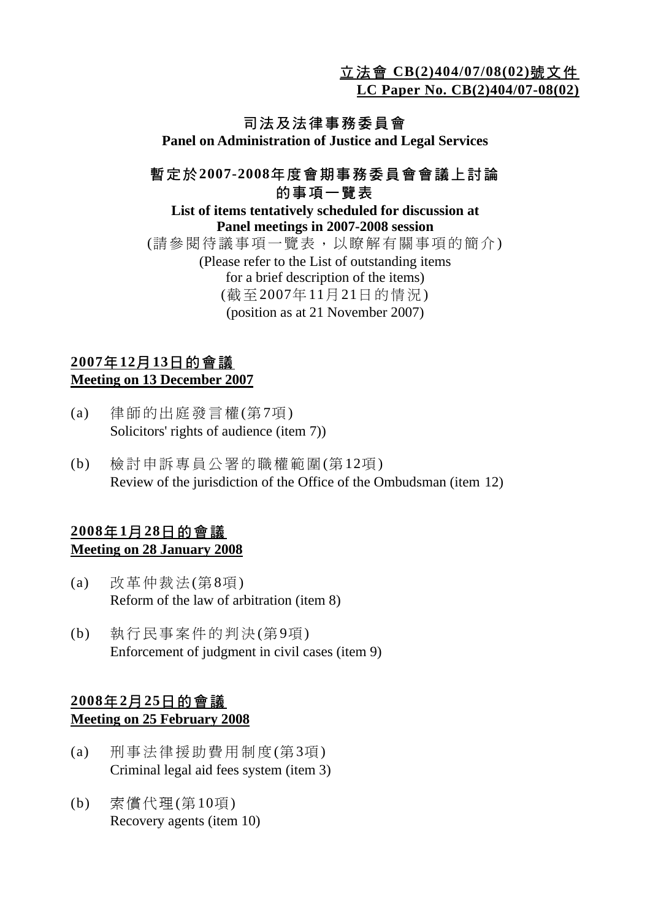**立法會 CB(2)404/07/08(02)號文件**
**LC Paper No. CB(2)404/07-08(02)**

# 司法及法律事務委員會
# Panel on Administration of Justice and Legal Services

## 暫定於2007-2008年度會期事務委員會會議上討論的事項一覽表
## List of items tentatively scheduled for discussion at Panel meetings in 2007-2008 session

(請參閱待議事項一覽表，以瞭解有關事項的簡介)
(Please refer to the List of outstanding items for a brief description of the items)
(截至2007年11月21日的情況)
(position as at 21 November 2007)

### 2007年12月13日的會議
### Meeting on 13 December 2007

(a) 律師的出庭發言權(第7項)
Solicitors' rights of audience (item 7))

(b) 檢討申訴專員公署的職權範圍(第12項)
Review of the jurisdiction of the Office of the Ombudsman (item 12)

### 2008年1月28日的會議
### Meeting on 28 January 2008

(a) 改革仲裁法(第8項)
Reform of the law of arbitration (item 8)

(b) 執行民事案件的判決(第9項)
Enforcement of judgment in civil cases (item 9)

### 2008年2月25日的會議
### Meeting on 25 February 2008

(a) 刑事法律援助費用制度(第3項)
Criminal legal aid fees system (item 3)

(b) 索償代理(第10項)
Recovery agents (item 10)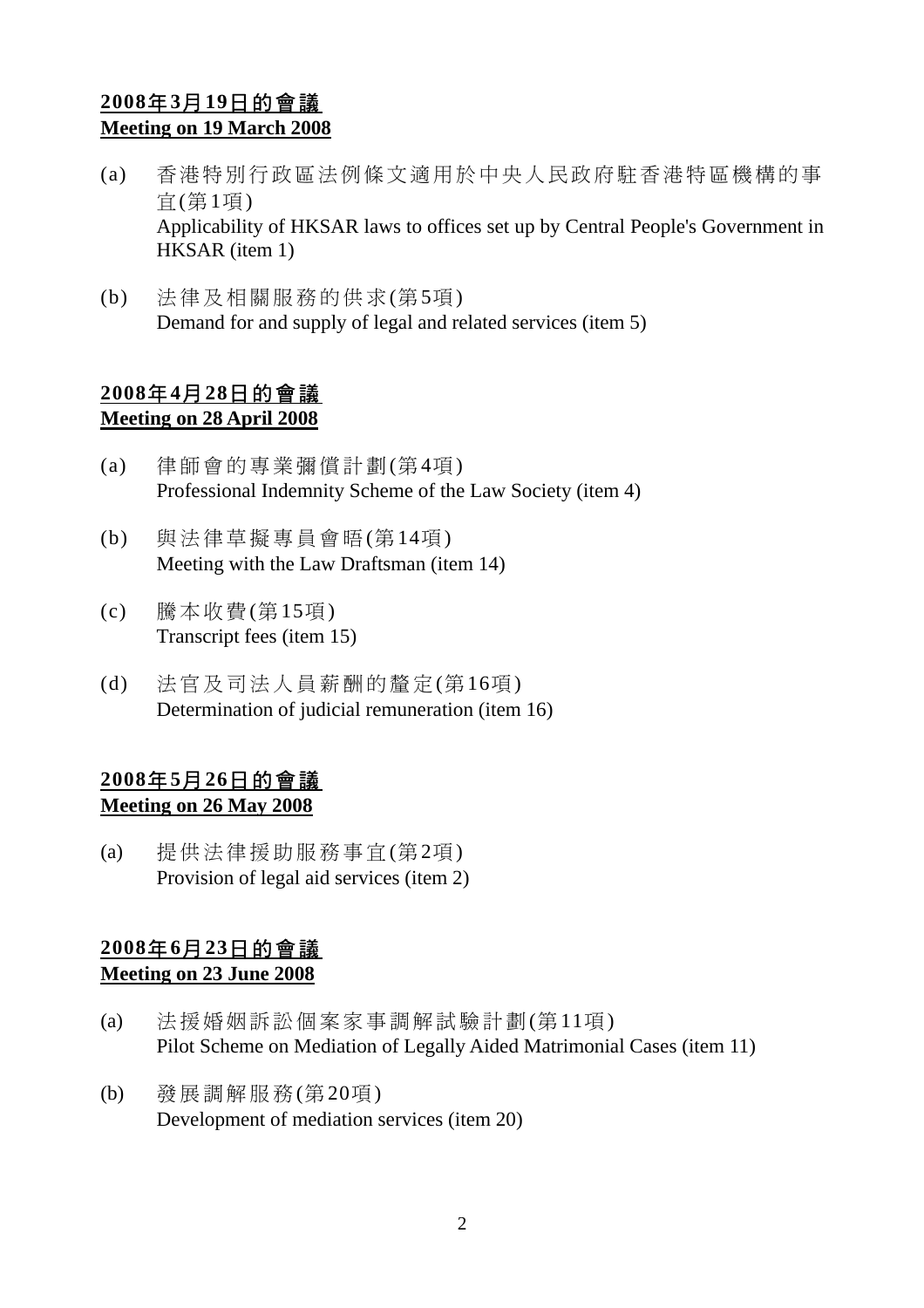**<u>2008年3月19日的會議</u>**
**<u>Meeting on 19 March 2008</u>**

(a) 香港特別行政區法例條文適用於中央人民政府駐香港特區機構的事宜(第1項)
Applicability of HKSAR laws to offices set up by Central People's Government in HKSAR (item 1)

(b) 法律及相關服務的供求(第5項)
Demand for and supply of legal and related services (item 5)

**<u>2008年4月28日的會議</u>**
**<u>Meeting on 28 April 2008</u>**

(a) 律師會的專業彌償計劃(第4項)
Professional Indemnity Scheme of the Law Society (item 4)

(b) 與法律草擬專員會晤(第14項)
Meeting with the Law Draftsman (item 14)

(c) 謄本收費(第15項)
Transcript fees (item 15)

(d) 法官及司法人員薪酬的釐定(第16項)
Determination of judicial remuneration (item 16)

**<u>2008年5月26日的會議</u>**
**<u>Meeting on 26 May 2008</u>**

(a) 提供法律援助服務事宜(第2項)
Provision of legal aid services (item 2)

**<u>2008年6月23日的會議</u>**
**<u>Meeting on 23 June 2008</u>**

(a) 法援婚姻訴訟個案家事調解試驗計劃(第11項)
Pilot Scheme on Mediation of Legally Aided Matrimonial Cases (item 11)

(b) 發展調解服務(第20項)
Development of mediation services (item 20)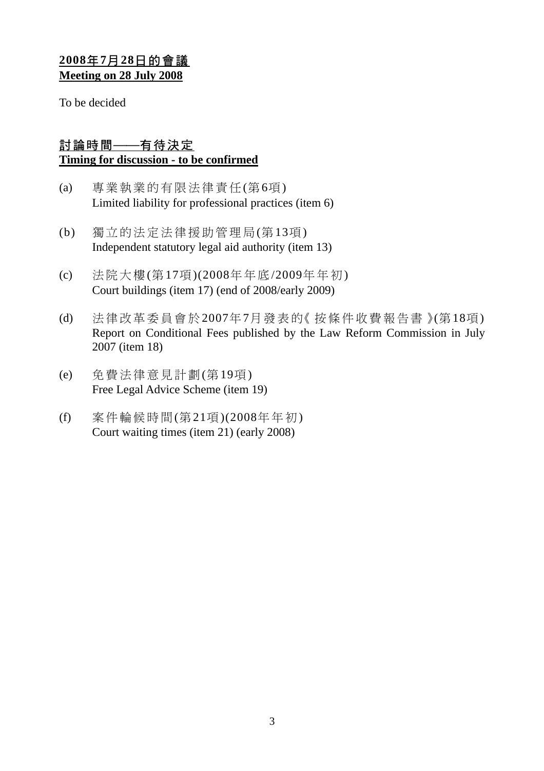**<u>2008年7月28日的會議</u>**
**<u>Meeting on 28 July 2008</u>**

To be decided

**<u>討論時間——有待決定</u>**
**<u>Timing for discussion - to be confirmed</u>**

(a) 專業執業的有限法律責任(第6項)
Limited liability for professional practices (item 6)

(b) 獨立的法定法律援助管理局(第13項)
Independent statutory legal aid authority (item 13)

(c) 法院大樓(第17項)(2008年年底/2009年年初)
Court buildings (item 17) (end of 2008/early 2009)

(d) 法律改革委員會於2007年7月發表的《按條件收費報告書》(第18項)
Report on Conditional Fees published by the Law Reform Commission in July 2007 (item 18)

(e) 免費法律意見計劃(第19項)
Free Legal Advice Scheme (item 19)

(f) 案件輪候時間(第21項)(2008年年初)
Court waiting times (item 21) (early 2008)